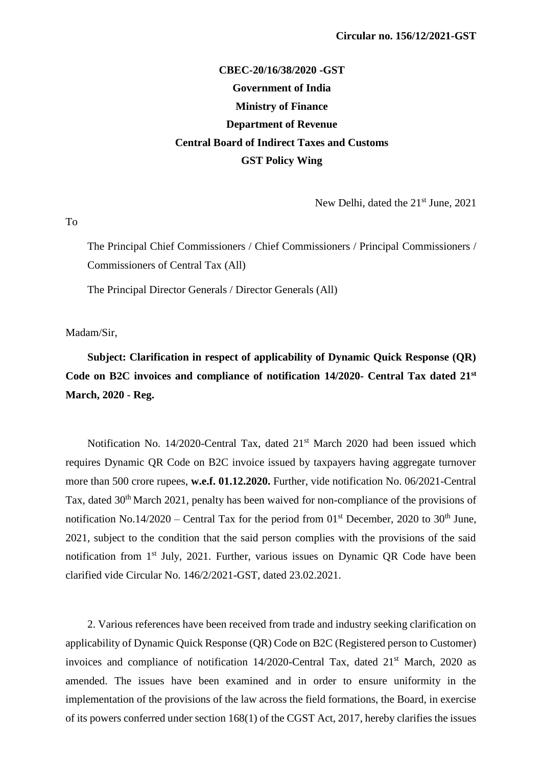**Circular no. 156/12/2021-GST**

**CBEC-20/16/38/2020 -GST**

**Government of India**

**Ministry of Finance**

**Department of Revenue**

**Central Board of Indirect Taxes and Customs**

**GST Policy Wing**

New Delhi, dated the 21st June, 2021

To

The Principal Chief Commissioners / Chief Commissioners / Principal Commissioners / Commissioners of Central Tax (All)

The Principal Director Generals / Director Generals (All)

Madam/Sir,

**Subject: Clarification in respect of applicability of Dynamic Quick Response (QR) Code on B2C invoices and compliance of notification 14/2020- Central Tax dated 21st March, 2020 - Reg.**

Notification No. 14/2020-Central Tax, dated 21st March 2020 had been issued which requires Dynamic QR Code on B2C invoice issued by taxpayers having aggregate turnover more than 500 crore rupees, **w.e.f. 01.12.2020.** Further, vide notification No. 06/2021-Central Tax, dated 30th March 2021, penalty has been waived for non-compliance of the provisions of notification No.14/2020 – Central Tax for the period from 01st December, 2020 to 30th June, 2021, subject to the condition that the said person complies with the provisions of the said notification from 1st July, 2021. Further, various issues on Dynamic QR Code have been clarified vide Circular No. 146/2/2021-GST, dated 23.02.2021.

2. Various references have been received from trade and industry seeking clarification on applicability of Dynamic Quick Response (QR) Code on B2C (Registered person to Customer) invoices and compliance of notification 14/2020-Central Tax, dated 21st March, 2020 as amended. The issues have been examined and in order to ensure uniformity in the implementation of the provisions of the law across the field formations, the Board, in exercise of its powers conferred under section 168(1) of the CGST Act, 2017, hereby clarifies the issues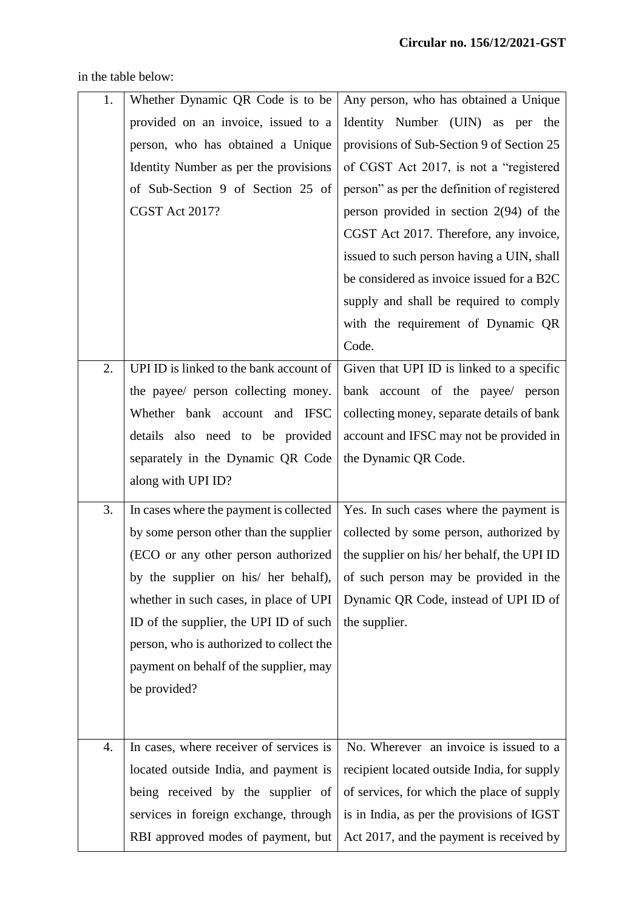in the table below:

| | | |
|---|---|---|
| 1. | Whether Dynamic QR Code is to be provided on an invoice, issued to a person, who has obtained a Unique Identity Number as per the provisions of Sub-Section 9 of Section 25 of CGST Act 2017? | Any person, who has obtained a Unique Identity Number (UIN) as per the provisions of Sub-Section 9 of Section 25 of CGST Act 2017, is not a "registered person" as per the definition of registered person provided in section 2(94) of the CGST Act 2017. Therefore, any invoice, issued to such person having a UIN, shall be considered as invoice issued for a B2C supply and shall be required to comply with the requirement of Dynamic QR Code. |
| 2. | UPI ID is linked to the bank account of the payee/ person collecting money. Whether bank account and IFSC details also need to be provided separately in the Dynamic QR Code along with UPI ID? | Given that UPI ID is linked to a specific bank account of the payee/ person collecting money, separate details of bank account and IFSC may not be provided in the Dynamic QR Code. |
| 3. | In cases where the payment is collected by some person other than the supplier (ECO or any other person authorized by the supplier on his/ her behalf), whether in such cases, in place of UPI ID of the supplier, the UPI ID of such person, who is authorized to collect the payment on behalf of the supplier, may be provided? | Yes. In such cases where the payment is collected by some person, authorized by the supplier on his/ her behalf, the UPI ID of such person may be provided in the Dynamic QR Code, instead of UPI ID of the supplier. |
| 4. | In cases, where receiver of services is located outside India, and payment is being received by the supplier of services in foreign exchange, through RBI approved modes of payment, but | No. Wherever an invoice is issued to a recipient located outside India, for supply of services, for which the place of supply is in India, as per the provisions of IGST Act 2017, and the payment is received by |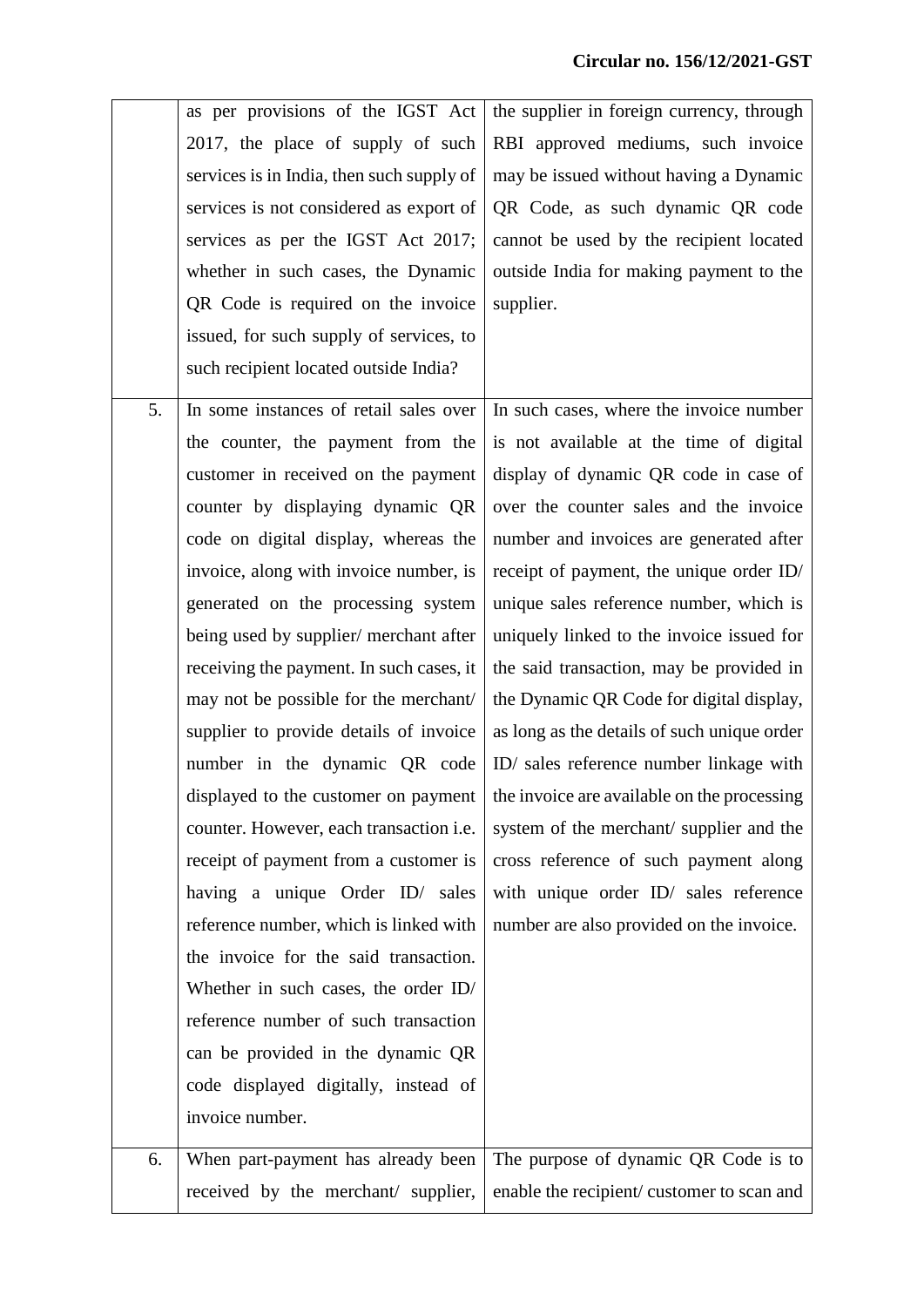| | | |
|---|---|---|
| | as per provisions of the IGST Act 2017, the place of supply of such services is in India, then such supply of services is not considered as export of services as per the IGST Act 2017; whether in such cases, the Dynamic QR Code is required on the invoice issued, for such supply of services, to such recipient located outside India? | the supplier in foreign currency, through RBI approved mediums, such invoice may be issued without having a Dynamic QR Code, as such dynamic QR code cannot be used by the recipient located outside India for making payment to the supplier. |
| 5. | In some instances of retail sales over the counter, the payment from the customer in received on the payment counter by displaying dynamic QR code on digital display, whereas the invoice, along with invoice number, is generated on the processing system being used by supplier/ merchant after receiving the payment. In such cases, it may not be possible for the merchant/ supplier to provide details of invoice number in the dynamic QR code displayed to the customer on payment counter. However, each transaction i.e. receipt of payment from a customer is having a unique Order ID/ sales reference number, which is linked with the invoice for the said transaction. Whether in such cases, the order ID/ reference number of such transaction can be provided in the dynamic QR code displayed digitally, instead of invoice number. | In such cases, where the invoice number is not available at the time of digital display of dynamic QR code in case of over the counter sales and the invoice number and invoices are generated after receipt of payment, the unique order ID/ unique sales reference number, which is uniquely linked to the invoice issued for the said transaction, may be provided in the Dynamic QR Code for digital display, as long as the details of such unique order ID/ sales reference number linkage with the invoice are available on the processing system of the merchant/ supplier and the cross reference of such payment along with unique order ID/ sales reference number are also provided on the invoice. |
| 6. | When part-payment has already been received by the merchant/ supplier, | The purpose of dynamic QR Code is to enable the recipient/ customer to scan and |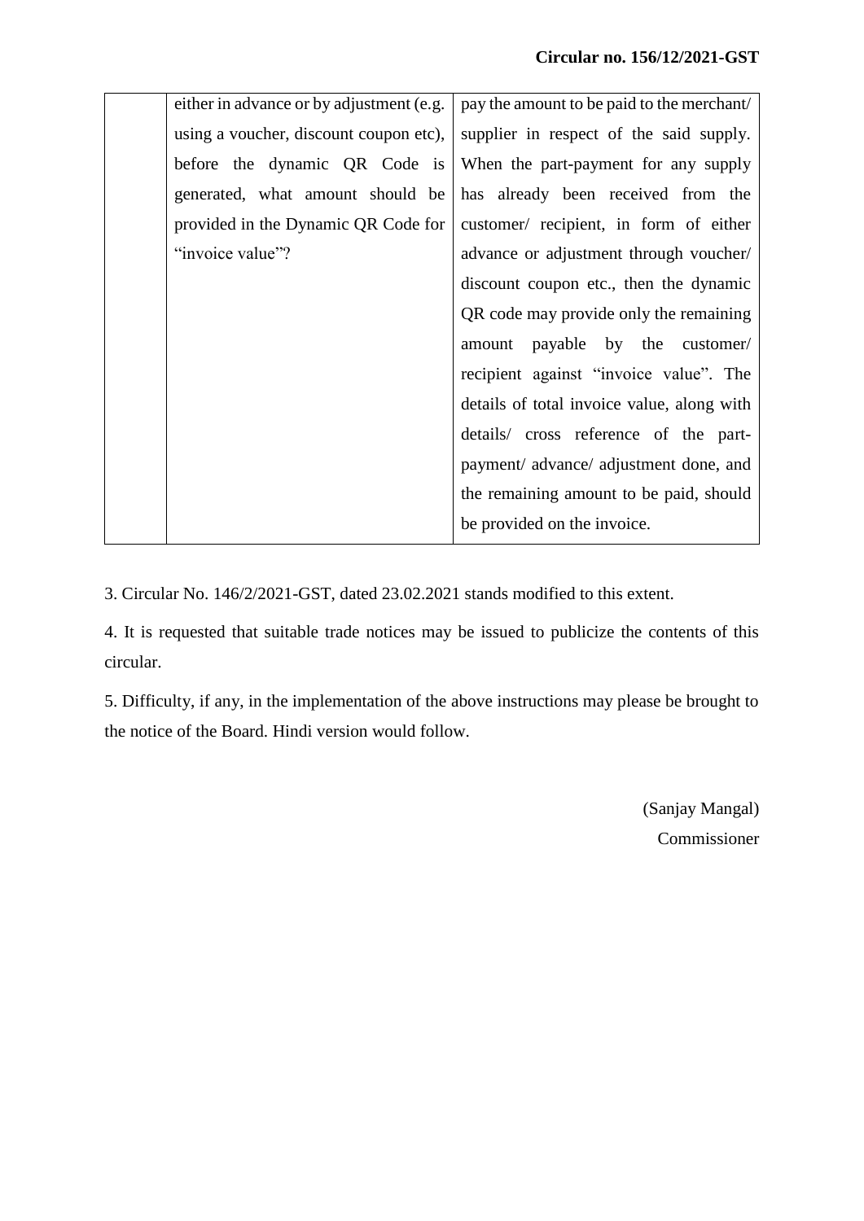| | | |
|---|---|---|
| | either in advance or by adjustment (e.g. using a voucher, discount coupon etc), before the dynamic QR Code is generated, what amount should be provided in the Dynamic QR Code for "invoice value"? | pay the amount to be paid to the merchant/ supplier in respect of the said supply. When the part-payment for any supply has already been received from the customer/ recipient, in form of either advance or adjustment through voucher/ discount coupon etc., then the dynamic QR code may provide only the remaining amount payable by the customer/ recipient against "invoice value". The details of total invoice value, along with details/ cross reference of the part-payment/ advance/ adjustment done, and the remaining amount to be paid, should be provided on the invoice. |

3. Circular No. 146/2/2021-GST, dated 23.02.2021 stands modified to this extent.

4. It is requested that suitable trade notices may be issued to publicize the contents of this circular.

5. Difficulty, if any, in the implementation of the above instructions may please be brought to the notice of the Board. Hindi version would follow.

(Sanjay Mangal)
Commissioner